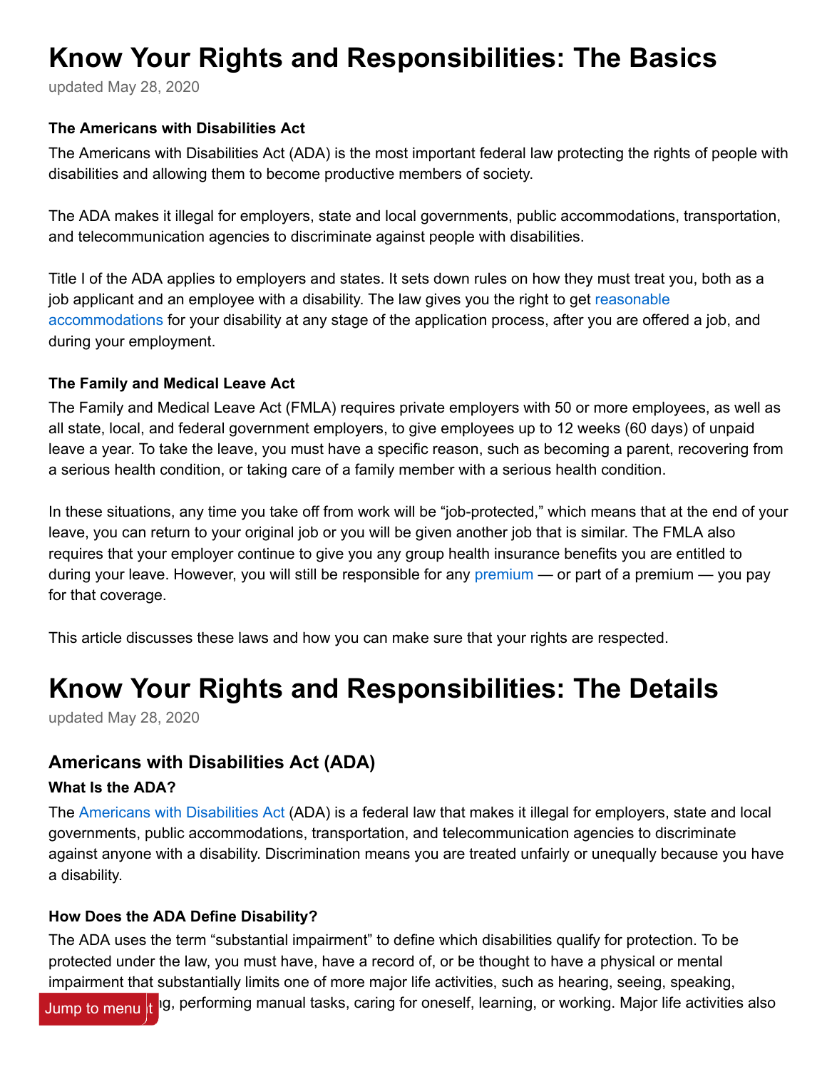# Know Your Rights and Responsibilities: The Basics

updated May 28, 2020

**The Americans with Disabilities Act**

The Americans with Disabilities Act (ADA) is the most important federal law protecting the rights of people with disabilities and allowing them to become productive members of society.

The ADA makes it illegal for employers, state and local governments, public accommodations, transportation, and telecommunication agencies to discriminate against people with disabilities.

Title I of the ADA applies to employers and states. It sets down rules on how they must treat you, both as a job applicant and an employee with a disability. The law gives you the right to get reasonable accommodations for your disability at any stage of the application process, after you are offered a job, and during your employment.

**The Family and Medical Leave Act**

The Family and Medical Leave Act (FMLA) requires private employers with 50 or more employees, as well as all state, local, and federal government employers, to give employees up to 12 weeks (60 days) of unpaid leave a year. To take the leave, you must have a specific reason, such as becoming a parent, recovering from a serious health condition, or taking care of a family member with a serious health condition.

In these situations, any time you take off from work will be "job-protected," which means that at the end of your leave, you can return to your original job or you will be given another job that is similar. The FMLA also requires that your employer continue to give you any group health insurance benefits you are entitled to during your leave. However, you will still be responsible for any premium — or part of a premium — you pay for that coverage.

This article discusses these laws and how you can make sure that your rights are respected.

# Know Your Rights and Responsibilities: The Details

updated May 28, 2020

## Americans with Disabilities Act (ADA)

### What Is the ADA?

The Americans with Disabilities Act (ADA) is a federal law that makes it illegal for employers, state and local governments, public accommodations, transportation, and telecommunication agencies to discriminate against anyone with a disability. Discrimination means you are treated unfairly or unequally because you have a disability.

### How Does the ADA Define Disability?

The ADA uses the term "substantial impairment" to define which disabilities qualify for protection. To be protected under the law, you must have, have a record of, or be thought to have a physical or mental impairment that substantially limits one of more major life activities, such as hearing, seeing, speaking, ...g, performing manual tasks, caring for oneself, learning, or working. Major life activities also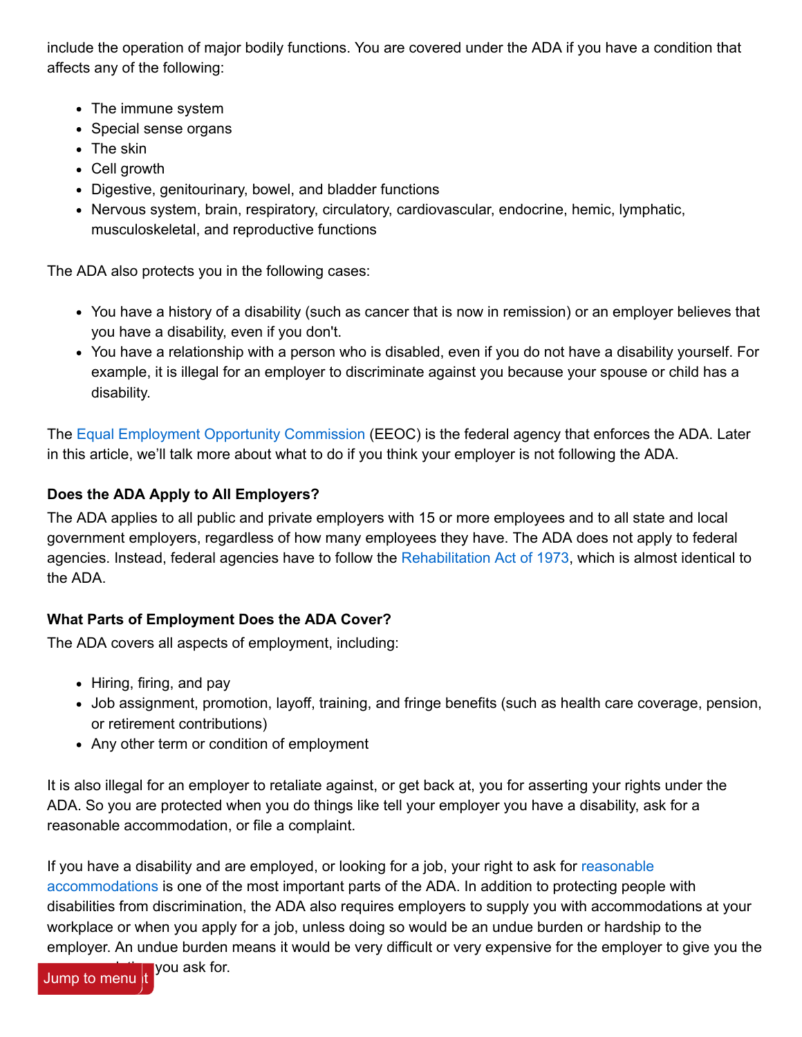include the operation of major bodily functions. You are covered under the ADA if you have a condition that affects any of the following:

- The immune system
- Special sense organs
- The skin
- Cell growth
- Digestive, genitourinary, bowel, and bladder functions
- Nervous system, brain, respiratory, circulatory, cardiovascular, endocrine, hemic, lymphatic, musculoskeletal, and reproductive functions

The ADA also protects you in the following cases:

- You have a history of a disability (such as cancer that is now in remission) or an employer believes that you have a disability, even if you don't.
- You have a relationship with a person who is disabled, even if you do not have a disability yourself. For example, it is illegal for an employer to discriminate against you because your spouse or child has a disability.

The Equal Employment Opportunity Commission (EEOC) is the federal agency that enforces the ADA. Later in this article, we'll talk more about what to do if you think your employer is not following the ADA.

### Does the ADA Apply to All Employers?

The ADA applies to all public and private employers with 15 or more employees and to all state and local government employers, regardless of how many employees they have. The ADA does not apply to federal agencies. Instead, federal agencies have to follow the Rehabilitation Act of 1973, which is almost identical to the ADA.

### What Parts of Employment Does the ADA Cover?

The ADA covers all aspects of employment, including:

- Hiring, firing, and pay
- Job assignment, promotion, layoff, training, and fringe benefits (such as health care coverage, pension, or retirement contributions)
- Any other term or condition of employment

It is also illegal for an employer to retaliate against, or get back at, you for asserting your rights under the ADA. So you are protected when you do things like tell your employer you have a disability, ask for a reasonable accommodation, or file a complaint.

If you have a disability and are employed, or looking for a job, your right to ask for reasonable accommodations is one of the most important parts of the ADA. In addition to protecting people with disabilities from discrimination, the ADA also requires employers to supply you with accommodations at your workplace or when you apply for a job, unless doing so would be an undue burden or hardship to the employer. An undue burden means it would be very difficult or very expensive for the employer to give you the accommodation you ask for.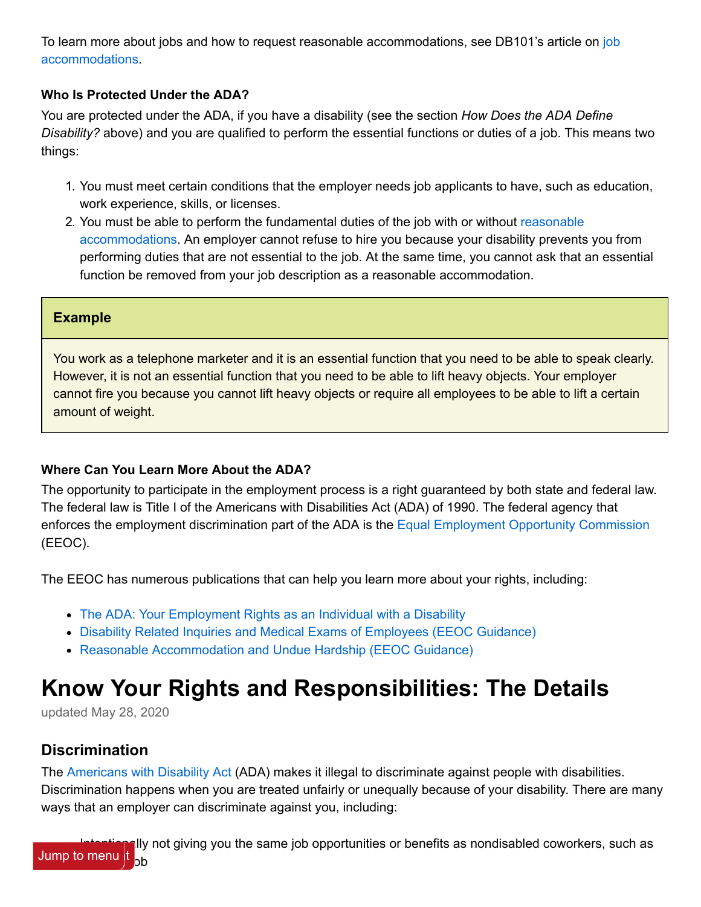To learn more about jobs and how to request reasonable accommodations, see DB101's article on job accommodations.

**Who Is Protected Under the ADA?**

You are protected under the ADA, if you have a disability (see the section *How Does the ADA Define Disability?* above) and you are qualified to perform the essential functions or duties of a job. This means two things:

1. You must meet certain conditions that the employer needs job applicants to have, such as education, work experience, skills, or licenses.
2. You must be able to perform the fundamental duties of the job with or without reasonable accommodations. An employer cannot refuse to hire you because your disability prevents you from performing duties that are not essential to the job. At the same time, you cannot ask that an essential function be removed from your job description as a reasonable accommodation.

**Example**

You work as a telephone marketer and it is an essential function that you need to be able to speak clearly. However, it is not an essential function that you need to be able to lift heavy objects. Your employer cannot fire you because you cannot lift heavy objects or require all employees to be able to lift a certain amount of weight.

**Where Can You Learn More About the ADA?**

The opportunity to participate in the employment process is a right guaranteed by both state and federal law. The federal law is Title I of the Americans with Disabilities Act (ADA) of 1990. The federal agency that enforces the employment discrimination part of the ADA is the Equal Employment Opportunity Commission (EEOC).

The EEOC has numerous publications that can help you learn more about your rights, including:

- The ADA: Your Employment Rights as an Individual with a Disability
- Disability Related Inquiries and Medical Exams of Employees (EEOC Guidance)
- Reasonable Accommodation and Undue Hardship (EEOC Guidance)

# Know Your Rights and Responsibilities: The Details

updated May 28, 2020

## Discrimination

The Americans with Disability Act (ADA) makes it illegal to discriminate against people with disabilities. Discrimination happens when you are treated unfairly or unequally because of your disability. There are many ways that an employer can discriminate against you, including:

- Intentionally not giving you the same job opportunities or benefits as nondisabled coworkers, such as ... job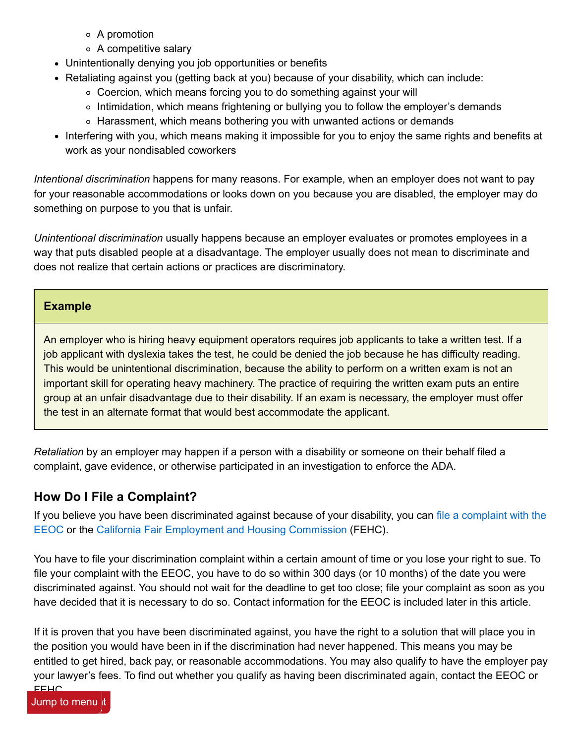- A promotion
    - A competitive salary
- Unintentionally denying you job opportunities or benefits
- Retaliating against you (getting back at you) because of your disability, which can include:
    - Coercion, which means forcing you to do something against your will
    - Intimidation, which means frightening or bullying you to follow the employer's demands
    - Harassment, which means bothering you with unwanted actions or demands
- Interfering with you, which means making it impossible for you to enjoy the same rights and benefits at work as your nondisabled coworkers

*Intentional discrimination* happens for many reasons. For example, when an employer does not want to pay for your reasonable accommodations or looks down on you because you are disabled, the employer may do something on purpose to you that is unfair.

*Unintentional discrimination* usually happens because an employer evaluates or promotes employees in a way that puts disabled people at a disadvantage. The employer usually does not mean to discriminate and does not realize that certain actions or practices are discriminatory.

> **Example**
>
> An employer who is hiring heavy equipment operators requires job applicants to take a written test. If a job applicant with dyslexia takes the test, he could be denied the job because he has difficulty reading. This would be unintentional discrimination, because the ability to perform on a written exam is not an important skill for operating heavy machinery. The practice of requiring the written exam puts an entire group at an unfair disadvantage due to their disability. If an exam is necessary, the employer must offer the test in an alternate format that would best accommodate the applicant.

*Retaliation* by an employer may happen if a person with a disability or someone on their behalf filed a complaint, gave evidence, or otherwise participated in an investigation to enforce the ADA.

## How Do I File a Complaint?

If you believe you have been discriminated against because of your disability, you can file a complaint with the EEOC or the California Fair Employment and Housing Commission (FEHC).

You have to file your discrimination complaint within a certain amount of time or you lose your right to sue. To file your complaint with the EEOC, you have to do so within 300 days (or 10 months) of the date you were discriminated against. You should not wait for the deadline to get too close; file your complaint as soon as you have decided that it is necessary to do so. Contact information for the EEOC is included later in this article.

If it is proven that you have been discriminated against, you have the right to a solution that will place you in the position you would have been in if the discrimination had never happened. This means you may be entitled to get hired, back pay, or reasonable accommodations. You may also qualify to have the employer pay your lawyer's fees. To find out whether you qualify as having been discriminated again, contact the EEOC or FEHC.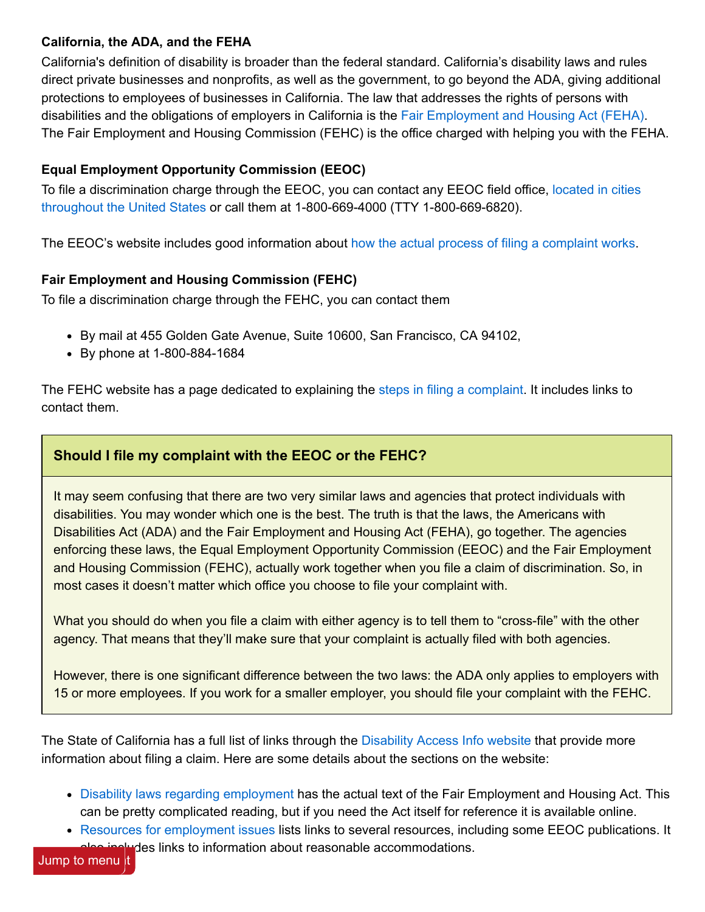**California, the ADA, and the FEHA**

California's definition of disability is broader than the federal standard. California's disability laws and rules direct private businesses and nonprofits, as well as the government, to go beyond the ADA, giving additional protections to employees of businesses in California. The law that addresses the rights of persons with disabilities and the obligations of employers in California is the Fair Employment and Housing Act (FEHA). The Fair Employment and Housing Commission (FEHC) is the office charged with helping you with the FEHA.

**Equal Employment Opportunity Commission (EEOC)**

To file a discrimination charge through the EEOC, you can contact any EEOC field office, located in cities throughout the United States or call them at 1-800-669-4000 (TTY 1-800-669-6820).

The EEOC's website includes good information about how the actual process of filing a complaint works.

**Fair Employment and Housing Commission (FEHC)**

To file a discrimination charge through the FEHC, you can contact them

- By mail at 455 Golden Gate Avenue, Suite 10600, San Francisco, CA 94102,
- By phone at 1-800-884-1684

The FEHC website has a page dedicated to explaining the steps in filing a complaint. It includes links to contact them.

**Should I file my complaint with the EEOC or the FEHC?**

It may seem confusing that there are two very similar laws and agencies that protect individuals with disabilities. You may wonder which one is the best. The truth is that the laws, the Americans with Disabilities Act (ADA) and the Fair Employment and Housing Act (FEHA), go together. The agencies enforcing these laws, the Equal Employment Opportunity Commission (EEOC) and the Fair Employment and Housing Commission (FEHC), actually work together when you file a claim of discrimination. So, in most cases it doesn't matter which office you choose to file your complaint with.

What you should do when you file a claim with either agency is to tell them to "cross-file" with the other agency. That means that they'll make sure that your complaint is actually filed with both agencies.

However, there is one significant difference between the two laws: the ADA only applies to employers with 15 or more employees. If you work for a smaller employer, you should file your complaint with the FEHC.

The State of California has a full list of links through the Disability Access Info website that provide more information about filing a claim. Here are some details about the sections on the website:

- Disability laws regarding employment has the actual text of the Fair Employment and Housing Act. This can be pretty complicated reading, but if you need the Act itself for reference it is available online.
- Resources for employment issues lists links to several resources, including some EEOC publications. It also includes links to information about reasonable accommodations.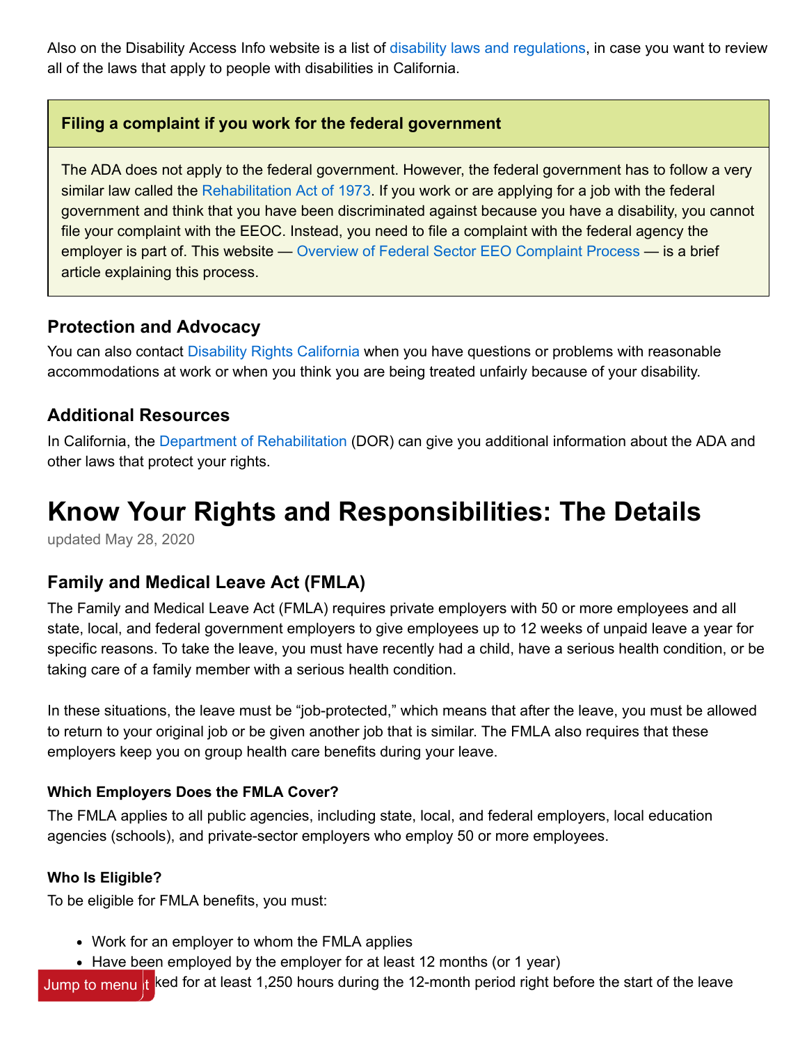Also on the Disability Access Info website is a list of disability laws and regulations, in case you want to review all of the laws that apply to people with disabilities in California.

**Filing a complaint if you work for the federal government**

The ADA does not apply to the federal government. However, the federal government has to follow a very similar law called the Rehabilitation Act of 1973. If you work or are applying for a job with the federal government and think that you have been discriminated against because you have a disability, you cannot file your complaint with the EEOC. Instead, you need to file a complaint with the federal agency the employer is part of. This website — Overview of Federal Sector EEO Complaint Process — is a brief article explaining this process.

## Protection and Advocacy

You can also contact Disability Rights California when you have questions or problems with reasonable accommodations at work or when you think you are being treated unfairly because of your disability.

## Additional Resources

In California, the Department of Rehabilitation (DOR) can give you additional information about the ADA and other laws that protect your rights.

# Know Your Rights and Responsibilities: The Details

updated May 28, 2020

## Family and Medical Leave Act (FMLA)

The Family and Medical Leave Act (FMLA) requires private employers with 50 or more employees and all state, local, and federal government employers to give employees up to 12 weeks of unpaid leave a year for specific reasons. To take the leave, you must have recently had a child, have a serious health condition, or be taking care of a family member with a serious health condition.

In these situations, the leave must be "job-protected," which means that after the leave, you must be allowed to return to your original job or be given another job that is similar. The FMLA also requires that these employers keep you on group health care benefits during your leave.

### Which Employers Does the FMLA Cover?

The FMLA applies to all public agencies, including state, local, and federal employers, local education agencies (schools), and private-sector employers who employ 50 or more employees.

### Who Is Eligible?

To be eligible for FMLA benefits, you must:

- Work for an employer to whom the FMLA applies
- Have been employed by the employer for at least 12 months (or 1 year)
- Have worked for at least 1,250 hours during the 12-month period right before the start of the leave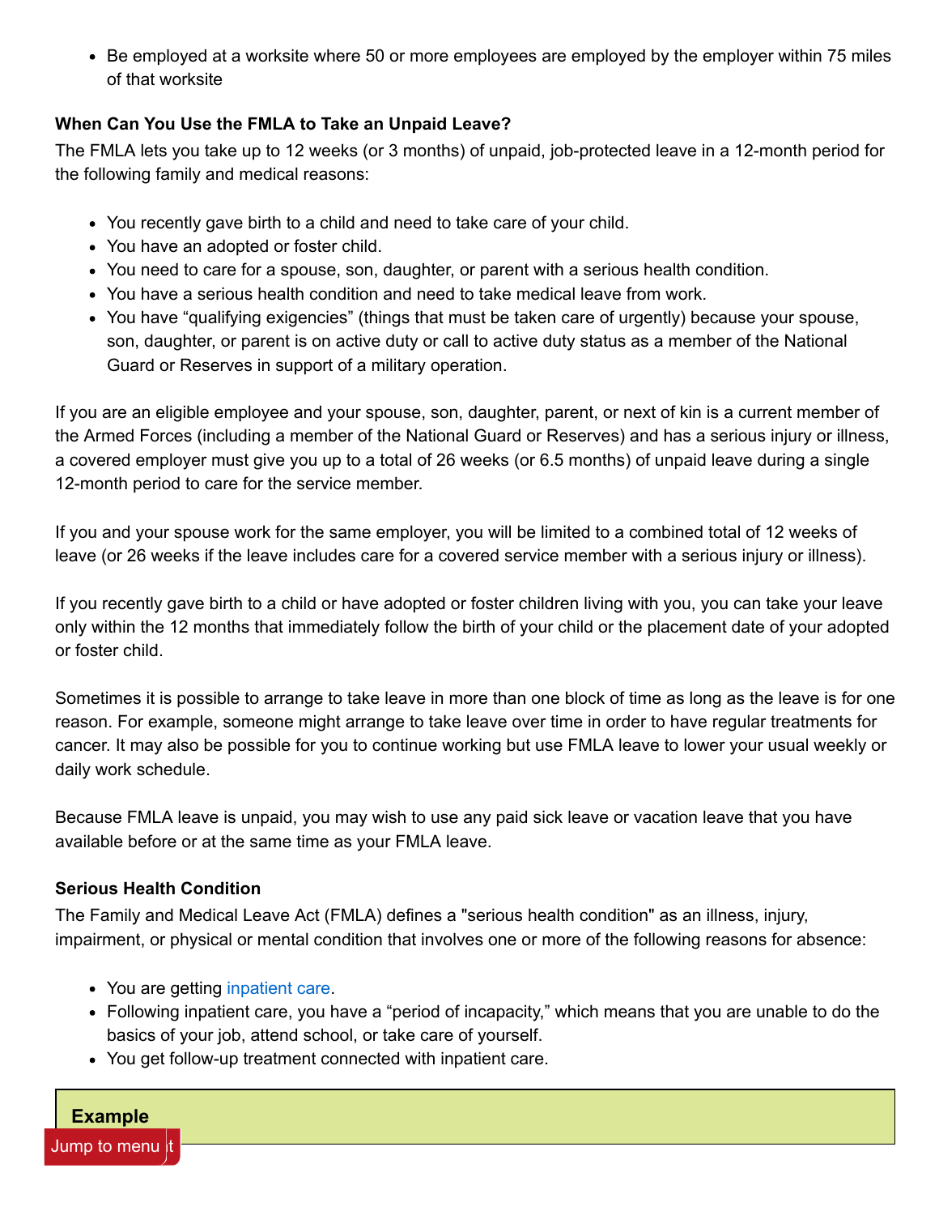- Be employed at a worksite where 50 or more employees are employed by the employer within 75 miles of that worksite

**When Can You Use the FMLA to Take an Unpaid Leave?**

The FMLA lets you take up to 12 weeks (or 3 months) of unpaid, job-protected leave in a 12-month period for the following family and medical reasons:

- You recently gave birth to a child and need to take care of your child.
- You have an adopted or foster child.
- You need to care for a spouse, son, daughter, or parent with a serious health condition.
- You have a serious health condition and need to take medical leave from work.
- You have "qualifying exigencies" (things that must be taken care of urgently) because your spouse, son, daughter, or parent is on active duty or call to active duty status as a member of the National Guard or Reserves in support of a military operation.

If you are an eligible employee and your spouse, son, daughter, parent, or next of kin is a current member of the Armed Forces (including a member of the National Guard or Reserves) and has a serious injury or illness, a covered employer must give you up to a total of 26 weeks (or 6.5 months) of unpaid leave during a single 12-month period to care for the service member.

If you and your spouse work for the same employer, you will be limited to a combined total of 12 weeks of leave (or 26 weeks if the leave includes care for a covered service member with a serious injury or illness).

If you recently gave birth to a child or have adopted or foster children living with you, you can take your leave only within the 12 months that immediately follow the birth of your child or the placement date of your adopted or foster child.

Sometimes it is possible to arrange to take leave in more than one block of time as long as the leave is for one reason. For example, someone might arrange to take leave over time in order to have regular treatments for cancer. It may also be possible for you to continue working but use FMLA leave to lower your usual weekly or daily work schedule.

Because FMLA leave is unpaid, you may wish to use any paid sick leave or vacation leave that you have available before or at the same time as your FMLA leave.

**Serious Health Condition**

The Family and Medical Leave Act (FMLA) defines a "serious health condition" as an illness, injury, impairment, or physical or mental condition that involves one or more of the following reasons for absence:

- You are getting inpatient care.
- Following inpatient care, you have a "period of incapacity," which means that you are unable to do the basics of your job, attend school, or take care of yourself.
- You get follow-up treatment connected with inpatient care.

**Example**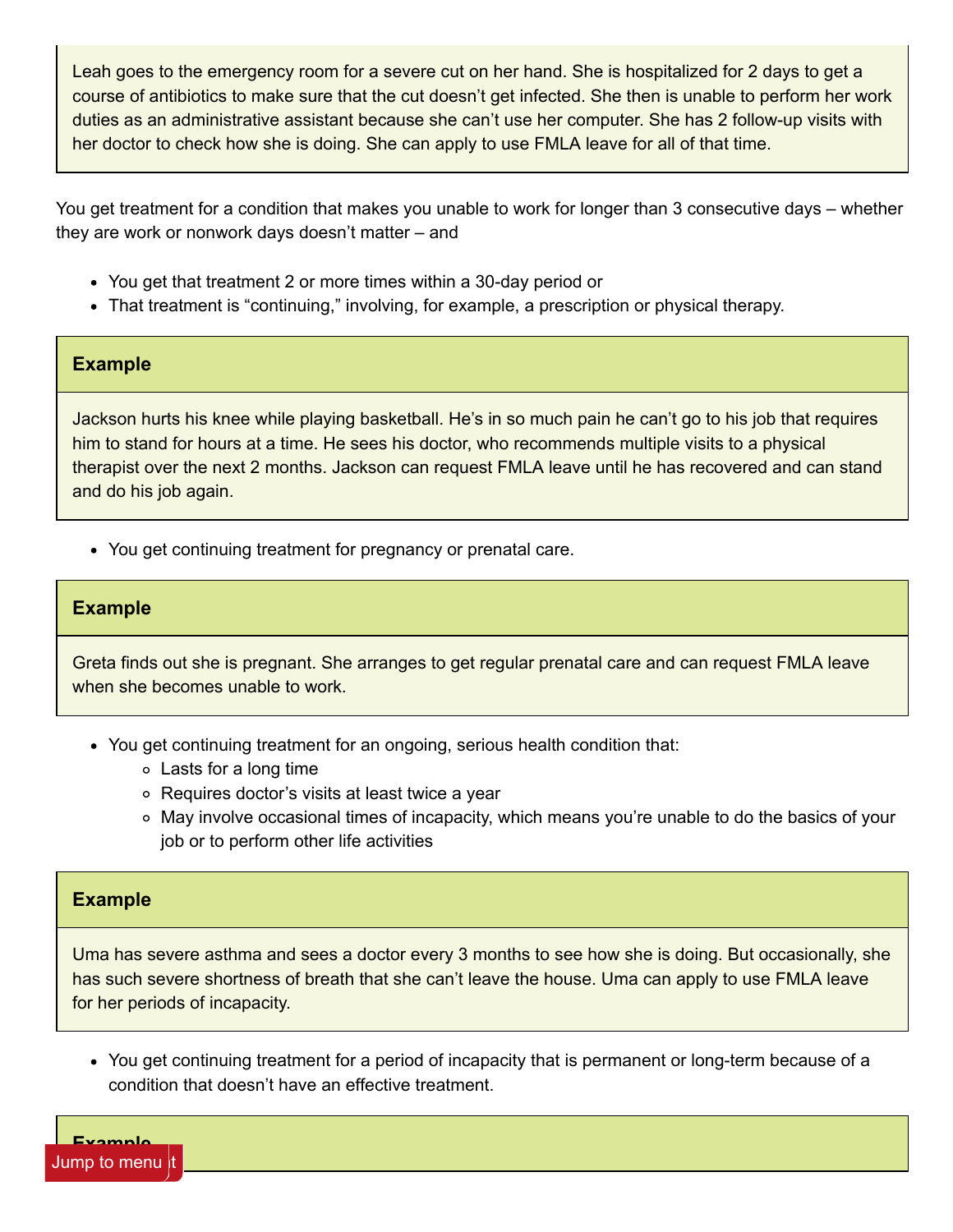Leah goes to the emergency room for a severe cut on her hand. She is hospitalized for 2 days to get a course of antibiotics to make sure that the cut doesn't get infected. She then is unable to perform her work duties as an administrative assistant because she can't use her computer. She has 2 follow-up visits with her doctor to check how she is doing. She can apply to use FMLA leave for all of that time.

You get treatment for a condition that makes you unable to work for longer than 3 consecutive days – whether they are work or nonwork days doesn't matter – and

- You get that treatment 2 or more times within a 30-day period or
- That treatment is "continuing," involving, for example, a prescription or physical therapy.

**Example**

Jackson hurts his knee while playing basketball. He's in so much pain he can't go to his job that requires him to stand for hours at a time. He sees his doctor, who recommends multiple visits to a physical therapist over the next 2 months. Jackson can request FMLA leave until he has recovered and can stand and do his job again.

- You get continuing treatment for pregnancy or prenatal care.

**Example**

Greta finds out she is pregnant. She arranges to get regular prenatal care and can request FMLA leave when she becomes unable to work.

- You get continuing treatment for an ongoing, serious health condition that:
  - Lasts for a long time
  - Requires doctor's visits at least twice a year
  - May involve occasional times of incapacity, which means you're unable to do the basics of your job or to perform other life activities

**Example**

Uma has severe asthma and sees a doctor every 3 months to see how she is doing. But occasionally, she has such severe shortness of breath that she can't leave the house. Uma can apply to use FMLA leave for her periods of incapacity.

- You get continuing treatment for a period of incapacity that is permanent or long-term because of a condition that doesn't have an effective treatment.

**Example**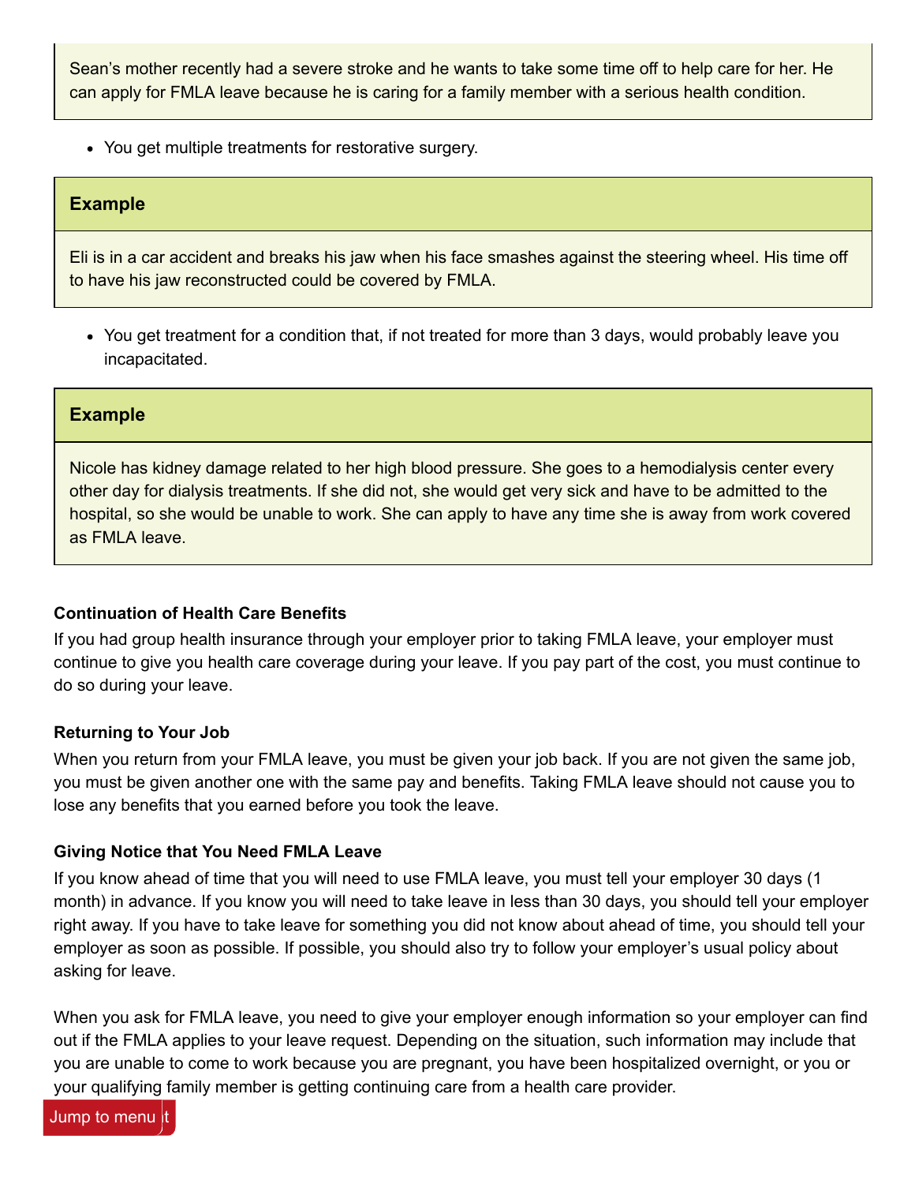Sean's mother recently had a severe stroke and he wants to take some time off to help care for her. He can apply for FMLA leave because he is caring for a family member with a serious health condition.

- You get multiple treatments for restorative surgery.

> **Example**
>
> Eli is in a car accident and breaks his jaw when his face smashes against the steering wheel. His time off to have his jaw reconstructed could be covered by FMLA.

- You get treatment for a condition that, if not treated for more than 3 days, would probably leave you incapacitated.

> **Example**
>
> Nicole has kidney damage related to her high blood pressure. She goes to a hemodialysis center every other day for dialysis treatments. If she did not, she would get very sick and have to be admitted to the hospital, so she would be unable to work. She can apply to have any time she is away from work covered as FMLA leave.

**Continuation of Health Care Benefits**

If you had group health insurance through your employer prior to taking FMLA leave, your employer must continue to give you health care coverage during your leave. If you pay part of the cost, you must continue to do so during your leave.

**Returning to Your Job**

When you return from your FMLA leave, you must be given your job back. If you are not given the same job, you must be given another one with the same pay and benefits. Taking FMLA leave should not cause you to lose any benefits that you earned before you took the leave.

**Giving Notice that You Need FMLA Leave**

If you know ahead of time that you will need to use FMLA leave, you must tell your employer 30 days (1 month) in advance. If you know you will need to take leave in less than 30 days, you should tell your employer right away. If you have to take leave for something you did not know about ahead of time, you should tell your employer as soon as possible. If possible, you should also try to follow your employer's usual policy about asking for leave.

When you ask for FMLA leave, you need to give your employer enough information so your employer can find out if the FMLA applies to your leave request. Depending on the situation, such information may include that you are unable to come to work because you are pregnant, you have been hospitalized overnight, or you or your qualifying family member is getting continuing care from a health care provider.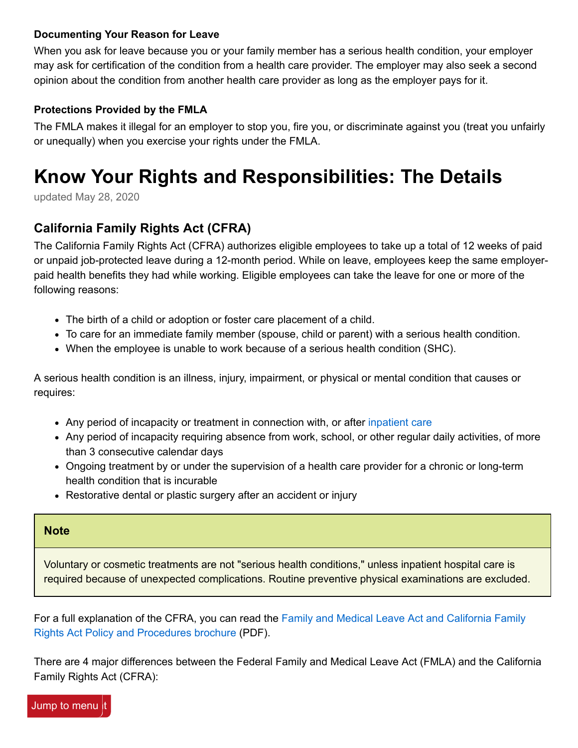#### Documenting Your Reason for Leave

When you ask for leave because you or your family member has a serious health condition, your employer may ask for certification of the condition from a health care provider. The employer may also seek a second opinion about the condition from another health care provider as long as the employer pays for it.

#### Protections Provided by the FMLA

The FMLA makes it illegal for an employer to stop you, fire you, or discriminate against you (treat you unfairly or unequally) when you exercise your rights under the FMLA.

# Know Your Rights and Responsibilities: The Details

updated May 28, 2020

### California Family Rights Act (CFRA)

The California Family Rights Act (CFRA) authorizes eligible employees to take up a total of 12 weeks of paid or unpaid job-protected leave during a 12-month period. While on leave, employees keep the same employer-paid health benefits they had while working. Eligible employees can take the leave for one or more of the following reasons:

- The birth of a child or adoption or foster care placement of a child.
- To care for an immediate family member (spouse, child or parent) with a serious health condition.
- When the employee is unable to work because of a serious health condition (SHC).

A serious health condition is an illness, injury, impairment, or physical or mental condition that causes or requires:

- Any period of incapacity or treatment in connection with, or after inpatient care
- Any period of incapacity requiring absence from work, school, or other regular daily activities, of more than 3 consecutive calendar days
- Ongoing treatment by or under the supervision of a health care provider for a chronic or long-term health condition that is incurable
- Restorative dental or plastic surgery after an accident or injury

**Note**

Voluntary or cosmetic treatments are not "serious health conditions," unless inpatient hospital care is required because of unexpected complications. Routine preventive physical examinations are excluded.

For a full explanation of the CFRA, you can read the Family and Medical Leave Act and California Family Rights Act Policy and Procedures brochure (PDF).

There are 4 major differences between the Federal Family and Medical Leave Act (FMLA) and the California Family Rights Act (CFRA):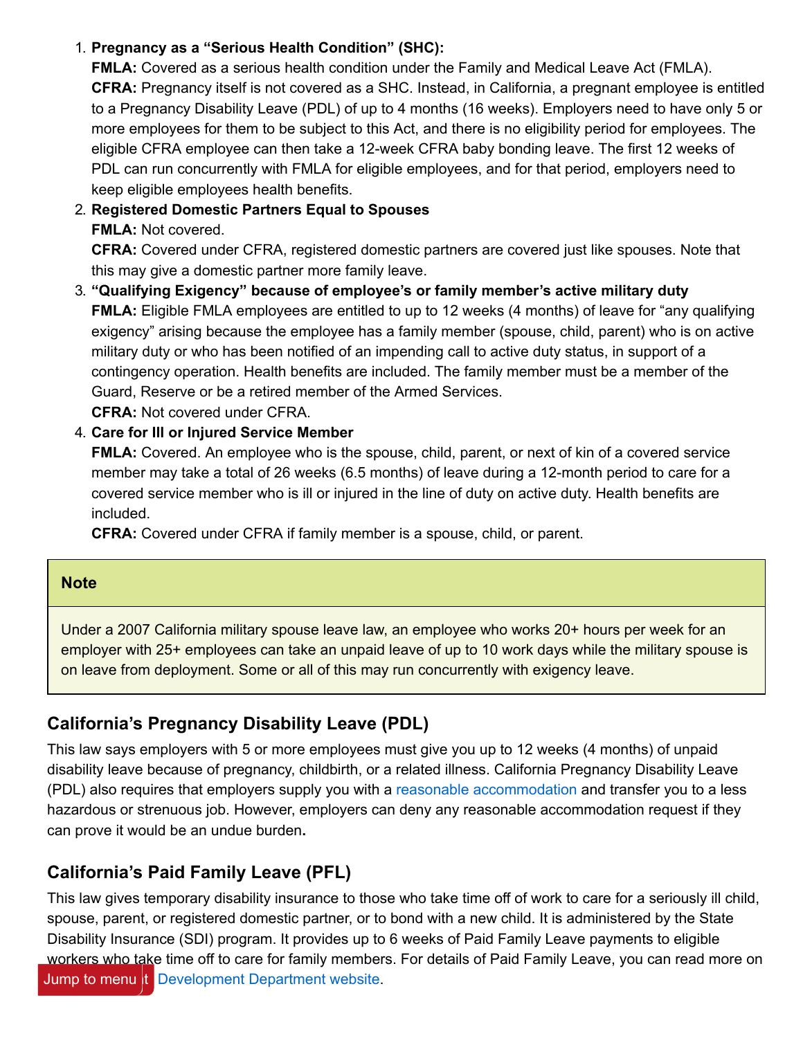1. **Pregnancy as a "Serious Health Condition" (SHC):**
   **FMLA:** Covered as a serious health condition under the Family and Medical Leave Act (FMLA).
   **CFRA:** Pregnancy itself is not covered as a SHC. Instead, in California, a pregnant employee is entitled to a Pregnancy Disability Leave (PDL) of up to 4 months (16 weeks). Employers need to have only 5 or more employees for them to be subject to this Act, and there is no eligibility period for employees. The eligible CFRA employee can then take a 12-week CFRA baby bonding leave. The first 12 weeks of PDL can run concurrently with FMLA for eligible employees, and for that period, employers need to keep eligible employees health benefits.
2. **Registered Domestic Partners Equal to Spouses**
   **FMLA:** Not covered.
   **CFRA:** Covered under CFRA, registered domestic partners are covered just like spouses. Note that this may give a domestic partner more family leave.
3. **"Qualifying Exigency" because of employee's or family member's active military duty**
   **FMLA:** Eligible FMLA employees are entitled to up to 12 weeks (4 months) of leave for "any qualifying exigency" arising because the employee has a family member (spouse, child, parent) who is on active military duty or who has been notified of an impending call to active duty status, in support of a contingency operation. Health benefits are included. The family member must be a member of the Guard, Reserve or be a retired member of the Armed Services.
   **CFRA:** Not covered under CFRA.
4. **Care for Ill or Injured Service Member**
   **FMLA:** Covered. An employee who is the spouse, child, parent, or next of kin of a covered service member may take a total of 26 weeks (6.5 months) of leave during a 12-month period to care for a covered service member who is ill or injured in the line of duty on active duty. Health benefits are included.
   **CFRA:** Covered under CFRA if family member is a spouse, child, or parent.

> **Note**
>
> Under a 2007 California military spouse leave law, an employee who works 20+ hours per week for an employer with 25+ employees can take an unpaid leave of up to 10 work days while the military spouse is on leave from deployment. Some or all of this may run concurrently with exigency leave.

## California's Pregnancy Disability Leave (PDL)

This law says employers with 5 or more employees must give you up to 12 weeks (4 months) of unpaid disability leave because of pregnancy, childbirth, or a related illness. California Pregnancy Disability Leave (PDL) also requires that employers supply you with a reasonable accommodation and transfer you to a less hazardous or strenuous job. However, employers can deny any reasonable accommodation request if they can prove it would be an undue burden.

## California's Paid Family Leave (PFL)

This law gives temporary disability insurance to those who take time off of work to care for a seriously ill child, spouse, parent, or registered domestic partner, or to bond with a new child. It is administered by the State Disability Insurance (SDI) program. It provides up to 6 weeks of Paid Family Leave payments to eligible workers who take time off to care for family members. For details of Paid Family Leave, you can read more on [...]t Development Department website.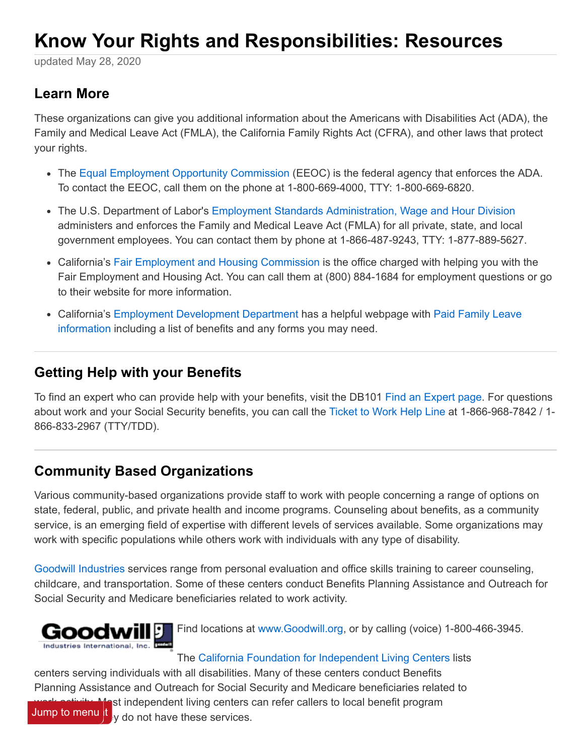# Know Your Rights and Responsibilities: Resources

updated May 28, 2020

## Learn More

These organizations can give you additional information about the Americans with Disabilities Act (ADA), the Family and Medical Leave Act (FMLA), the California Family Rights Act (CFRA), and other laws that protect your rights.

- The Equal Employment Opportunity Commission (EEOC) is the federal agency that enforces the ADA. To contact the EEOC, call them on the phone at 1-800-669-4000, TTY: 1-800-669-6820.
- The U.S. Department of Labor's Employment Standards Administration, Wage and Hour Division administers and enforces the Family and Medical Leave Act (FMLA) for all private, state, and local government employees. You can contact them by phone at 1-866-487-9243, TTY: 1-877-889-5627.
- California's Fair Employment and Housing Commission is the office charged with helping you with the Fair Employment and Housing Act. You can call them at (800) 884-1684 for employment questions or go to their website for more information.
- California's Employment Development Department has a helpful webpage with Paid Family Leave information including a list of benefits and any forms you may need.

## Getting Help with your Benefits

To find an expert who can provide help with your benefits, visit the DB101 Find an Expert page. For questions about work and your Social Security benefits, you can call the Ticket to Work Help Line at 1-866-968-7842 / 1-866-833-2967 (TTY/TDD).

## Community Based Organizations

Various community-based organizations provide staff to work with people concerning a range of options on state, federal, public, and private health and income programs. Counseling about benefits, as a community service, is an emerging field of expertise with different levels of services available. Some organizations may work with specific populations while others work with individuals with any type of disability.

Goodwill Industries services range from personal evaluation and office skills training to career counseling, childcare, and transportation. Some of these centers conduct Benefits Planning Assistance and Outreach for Social Security and Medicare beneficiaries related to work activity.

Find locations at www.Goodwill.org, or by calling (voice) 1-800-466-3945.

The California Foundation for Independent Living Centers lists centers serving individuals with all disabilities. Many of these centers conduct Benefits Planning Assistance and Outreach for Social Security and Medicare beneficiaries related to work activity. Most independent living centers can refer callers to local benefit program ... if they do not have these services.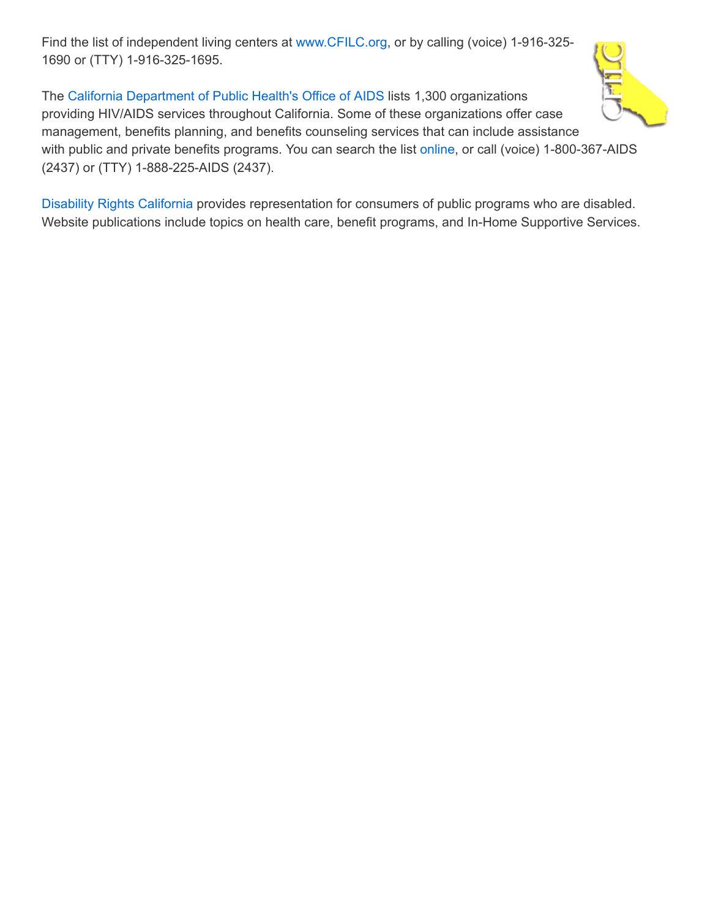Find the list of independent living centers at www.CFILC.org, or by calling (voice) 1-916-325-1690 or (TTY) 1-916-325-1695.

The California Department of Public Health's Office of AIDS lists 1,300 organizations providing HIV/AIDS services throughout California. Some of these organizations offer case management, benefits planning, and benefits counseling services that can include assistance with public and private benefits programs. You can search the list online, or call (voice) 1-800-367-AIDS (2437) or (TTY) 1-888-225-AIDS (2437).

Disability Rights California provides representation for consumers of public programs who are disabled. Website publications include topics on health care, benefit programs, and In-Home Supportive Services.